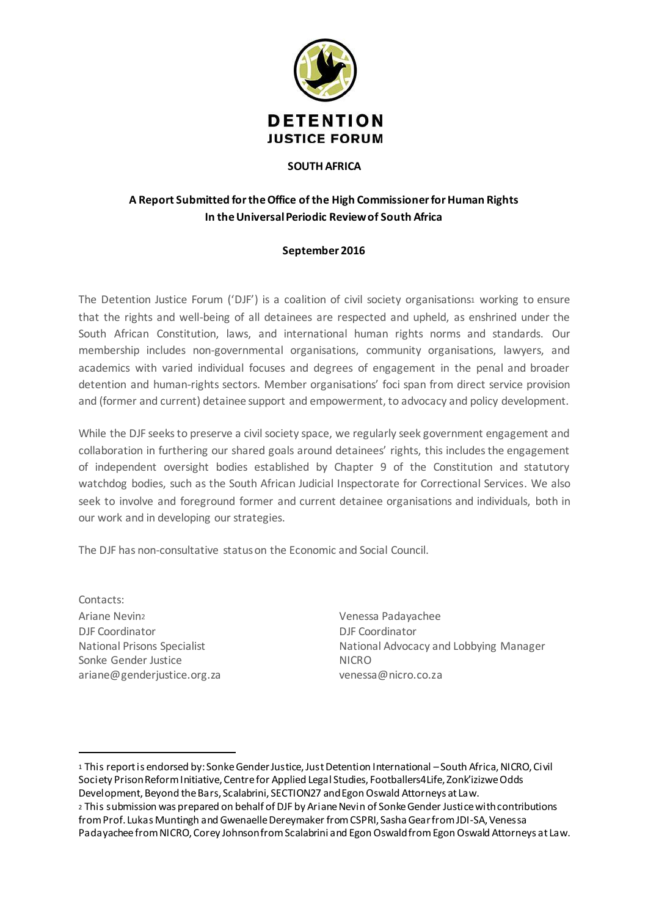**DETENTION JUSTICE FORUM**

**SOUTH AFRICA**

**A Report Submitted for the Office of the High Commissioner for Human Rights In the Universal Periodic Review of South Africa**

**September 2016**

The Detention Justice Forum ('DJF') is a coalition of civil society organisations[1] working to ensure that the rights and well-being of all detainees are respected and upheld, as enshrined under the South African Constitution, laws, and international human rights norms and standards. Our membership includes non-governmental organisations, community organisations, lawyers, and academics with varied individual focuses and degrees of engagement in the penal and broader detention and human-rights sectors. Member organisations' foci span from direct service provision and (former and current) detainee support and empowerment, to advocacy and policy development.

While the DJF seeks to preserve a civil society space, we regularly seek government engagement and collaboration in furthering our shared goals around detainees' rights, this includes the engagement of independent oversight bodies established by Chapter 9 of the Constitution and statutory watchdog bodies, such as the South African Judicial Inspectorate for Correctional Services. We also seek to involve and foreground former and current detainee organisations and individuals, both in our work and in developing our strategies.

The DJF has non-consultative status on the Economic and Social Council.

Contacts:

Ariane Nevin[2]
DJF Coordinator
National Prisons Specialist
Sonke Gender Justice
ariane@genderjustice.org.za

Venessa Padayachee
DJF Coordinator
National Advocacy and Lobbying Manager
NICRO
venessa@nicro.co.za

---

[1] This report is endorsed by: Sonke Gender Justice, Just Detention International – South Africa, NICRO, Civil Society Prison Reform Initiative, Centre for Applied Legal Studies, Footballers4Life, Zonk'izizwe Odds Development, Beyond the Bars, Scalabrini, SECTION27 and Egon Oswald Attorneys at Law.

[2] This submission was prepared on behalf of DJF by Ariane Nevin of Sonke Gender Justice with contributions from Prof. Lukas Muntingh and Gwenaelle Dereymaker from CSPRI, Sasha Gear from JDI-SA, Venessa Padayachee from NICRO, Corey Johnson from Scalabrini and Egon Oswald from Egon Oswald Attorneys at Law.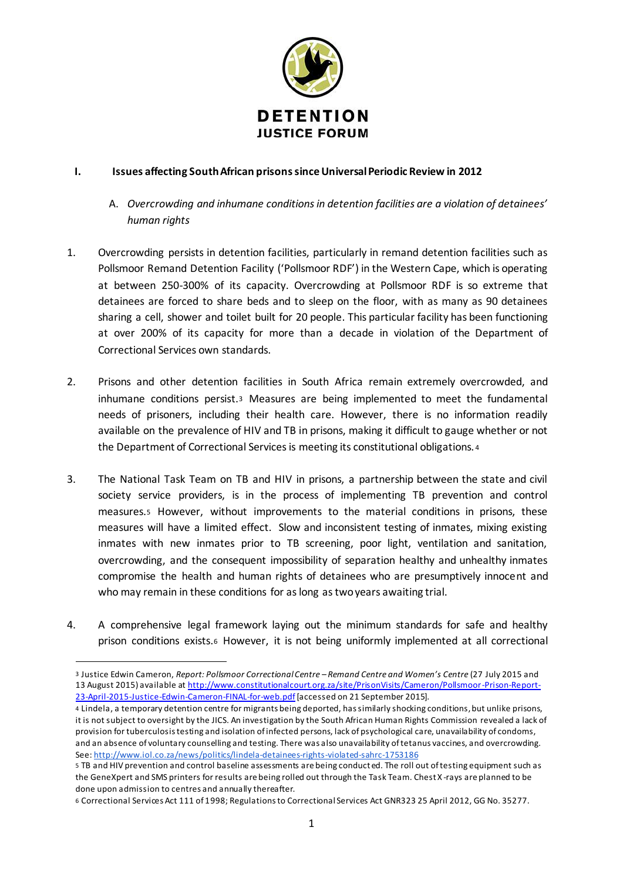**DETENTION JUSTICE FORUM**

## I. Issues affecting South African prisons since Universal Periodic Review in 2012

### A. *Overcrowding and inhumane conditions in detention facilities are a violation of detainees' human rights*

1. Overcrowding persists in detention facilities, particularly in remand detention facilities such as Pollsmoor Remand Detention Facility ('Pollsmoor RDF') in the Western Cape, which is operating at between 250-300% of its capacity. Overcrowding at Pollsmoor RDF is so extreme that detainees are forced to share beds and to sleep on the floor, with as many as 90 detainees sharing a cell, shower and toilet built for 20 people. This particular facility has been functioning at over 200% of its capacity for more than a decade in violation of the Department of Correctional Services own standards.

2. Prisons and other detention facilities in South Africa remain extremely overcrowded, and inhumane conditions persist.[3] Measures are being implemented to meet the fundamental needs of prisoners, including their health care. However, there is no information readily available on the prevalence of HIV and TB in prisons, making it difficult to gauge whether or not the Department of Correctional Services is meeting its constitutional obligations.[4]

3. The National Task Team on TB and HIV in prisons, a partnership between the state and civil society service providers, is in the process of implementing TB prevention and control measures.[5] However, without improvements to the material conditions in prisons, these measures will have a limited effect. Slow and inconsistent testing of inmates, mixing existing inmates with new inmates prior to TB screening, poor light, ventilation and sanitation, overcrowding, and the consequent impossibility of separation healthy and unhealthy inmates compromise the health and human rights of detainees who are presumptively innocent and who may remain in these conditions for as long as two years awaiting trial.

4. A comprehensive legal framework laying out the minimum standards for safe and healthy prison conditions exists.[6] However, it is not being uniformly implemented at all correctional

---

[3] Justice Edwin Cameron, *Report: Pollsmoor Correctional Centre – Remand Centre and Women's Centre* (27 July 2015 and 13 August 2015) available at http://www.constitutionalcourt.org.za/site/PrisonVisits/Cameron/Pollsmoor-Prison-Report-23-April-2015-Justice-Edwin-Cameron-FINAL-for-web.pdf [accessed on 21 September 2015].

[4] Lindela, a temporary detention centre for migrants being deported, has similarly shocking conditions, but unlike prisons, it is not subject to oversight by the JICS. An investigation by the South African Human Rights Commission revealed a lack of provision for tuberculosis testing and isolation of infected persons, lack of psychological care, unavailability of condoms, and an absence of voluntary counselling and testing. There was also unavailability of tetanus vaccines, and overcrowding. See: http://www.iol.co.za/news/politics/lindela-detainees-rights-violated-sahrc-1753186

[5] TB and HIV prevention and control baseline assessments are being conducted. The roll out of testing equipment such as the GeneXpert and SMS printers for results are being rolled out through the Task Team. Chest X-rays are planned to be done upon admission to centres and annually thereafter.

[6] Correctional Services Act 111 of 1998; Regulations to Correctional Services Act GNR323 25 April 2012, GG No. 35277.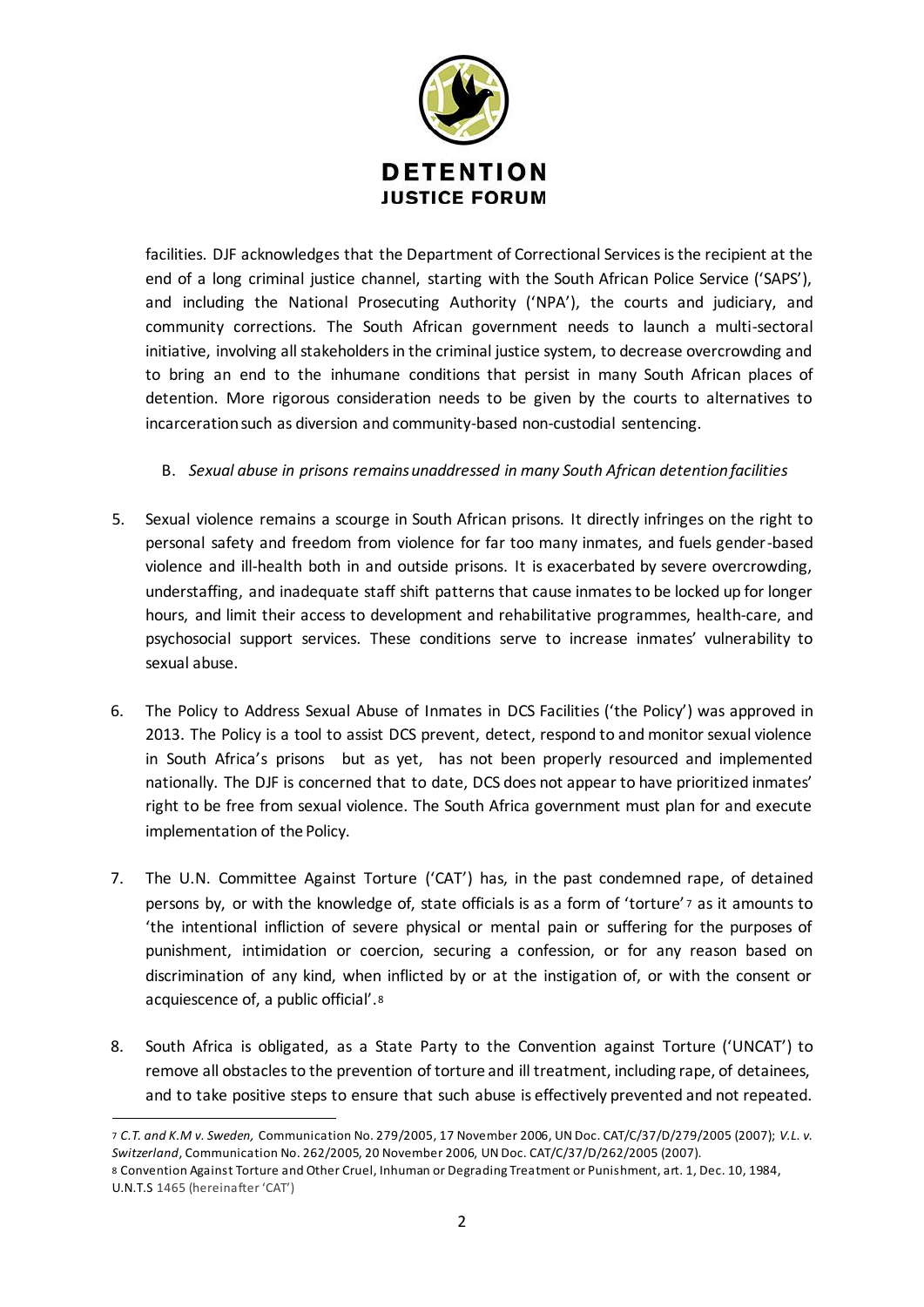facilities. DJF acknowledges that the Department of Correctional Services is the recipient at the end of a long criminal justice channel, starting with the South African Police Service ('SAPS'), and including the National Prosecuting Authority ('NPA'), the courts and judiciary, and community corrections. The South African government needs to launch a multi-sectoral initiative, involving all stakeholders in the criminal justice system, to decrease overcrowding and to bring an end to the inhumane conditions that persist in many South African places of detention. More rigorous consideration needs to be given by the courts to alternatives to incarceration such as diversion and community-based non-custodial sentencing.

B. *Sexual abuse in prisons remains unaddressed in many South African detention facilities*

5. Sexual violence remains a scourge in South African prisons. It directly infringes on the right to personal safety and freedom from violence for far too many inmates, and fuels gender-based violence and ill-health both in and outside prisons. It is exacerbated by severe overcrowding, understaffing, and inadequate staff shift patterns that cause inmates to be locked up for longer hours, and limit their access to development and rehabilitative programmes, health-care, and psychosocial support services. These conditions serve to increase inmates' vulnerability to sexual abuse.

6. The Policy to Address Sexual Abuse of Inmates in DCS Facilities ('the Policy') was approved in 2013. The Policy is a tool to assist DCS prevent, detect, respond to and monitor sexual violence in South Africa's prisons but as yet, has not been properly resourced and implemented nationally. The DJF is concerned that to date, DCS does not appear to have prioritized inmates' right to be free from sexual violence. The South Africa government must plan for and execute implementation of the Policy.

7. The U.N. Committee Against Torture ('CAT') has, in the past condemned rape, of detained persons by, or with the knowledge of, state officials is as a form of 'torture'[7] as it amounts to 'the intentional infliction of severe physical or mental pain or suffering for the purposes of punishment, intimidation or coercion, securing a confession, or for any reason based on discrimination of any kind, when inflicted by or at the instigation of, or with the consent or acquiescence of, a public official'.[8]

8. South Africa is obligated, as a State Party to the Convention against Torture ('UNCAT') to remove all obstacles to the prevention of torture and ill treatment, including rape, of detainees, and to take positive steps to ensure that such abuse is effectively prevented and not repeated.

---

[7] *C.T. and K.M v. Sweden,* Communication No. 279/2005, 17 November 2006, UN Doc. CAT/C/37/D/279/2005 (2007); *V.L. v. Switzerland*, Communication No. 262/2005, 20 November 2006, UN Doc. CAT/C/37/D/262/2005 (2007).

[8] Convention Against Torture and Other Cruel, Inhuman or Degrading Treatment or Punishment, art. 1, Dec. 10, 1984, U.N.T.S 1465 (hereinafter 'CAT')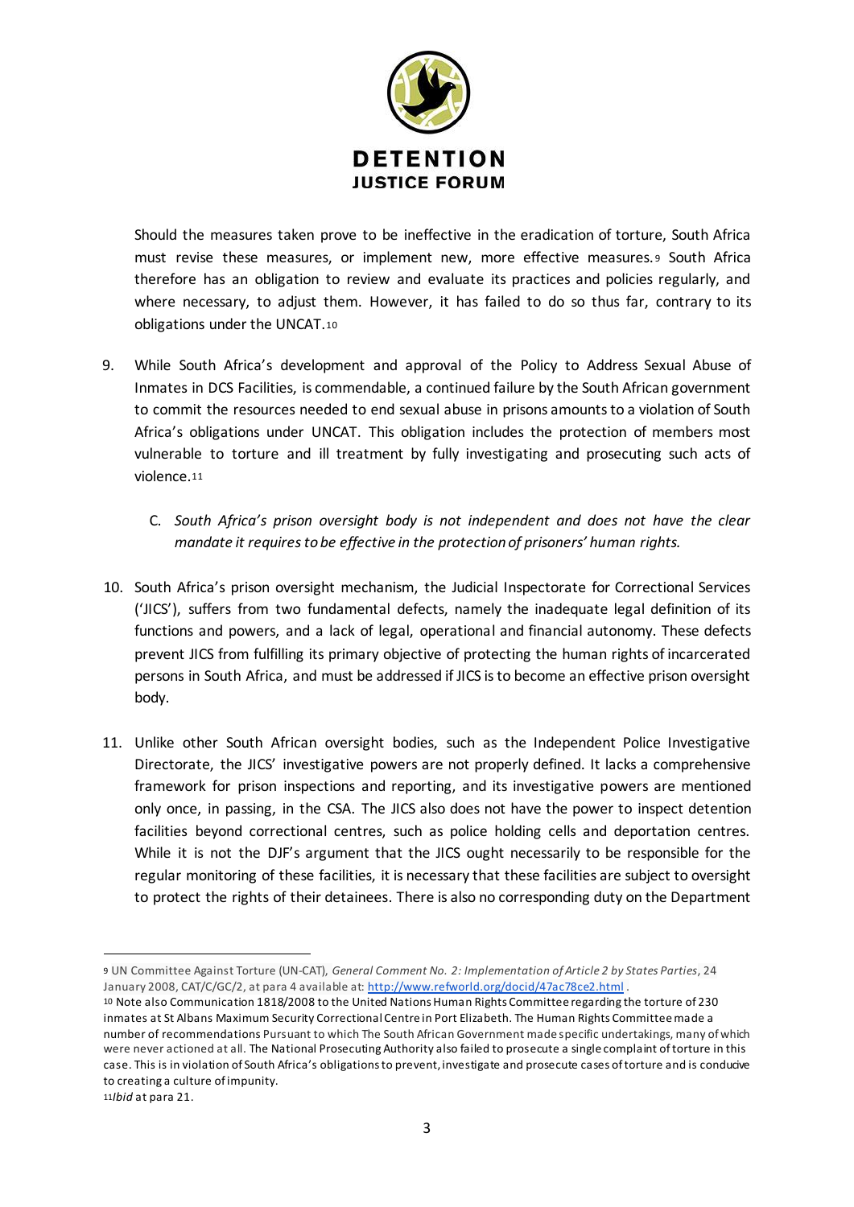Should the measures taken prove to be ineffective in the eradication of torture, South Africa must revise these measures, or implement new, more effective measures.[9] South Africa therefore has an obligation to review and evaluate its practices and policies regularly, and where necessary, to adjust them. However, it has failed to do so thus far, contrary to its obligations under the UNCAT.[10]

9. While South Africa's development and approval of the Policy to Address Sexual Abuse of Inmates in DCS Facilities, is commendable, a continued failure by the South African government to commit the resources needed to end sexual abuse in prisons amounts to a violation of South Africa's obligations under UNCAT. This obligation includes the protection of members most vulnerable to torture and ill treatment by fully investigating and prosecuting such acts of violence.[11]

C. *South Africa's prison oversight body is not independent and does not have the clear mandate it requires to be effective in the protection of prisoners' human rights.*

10. South Africa's prison oversight mechanism, the Judicial Inspectorate for Correctional Services ('JICS'), suffers from two fundamental defects, namely the inadequate legal definition of its functions and powers, and a lack of legal, operational and financial autonomy. These defects prevent JICS from fulfilling its primary objective of protecting the human rights of incarcerated persons in South Africa, and must be addressed if JICS is to become an effective prison oversight body.

11. Unlike other South African oversight bodies, such as the Independent Police Investigative Directorate, the JICS' investigative powers are not properly defined. It lacks a comprehensive framework for prison inspections and reporting, and its investigative powers are mentioned only once, in passing, in the CSA. The JICS also does not have the power to inspect detention facilities beyond correctional centres, such as police holding cells and deportation centres. While it is not the DJF's argument that the JICS ought necessarily to be responsible for the regular monitoring of these facilities, it is necessary that these facilities are subject to oversight to protect the rights of their detainees. There is also no corresponding duty on the Department

---

[9] UN Committee Against Torture (UN-CAT), *General Comment No. 2: Implementation of Article 2 by States Parties*, 24 January 2008, CAT/C/GC/2, at para 4 available at: http://www.refworld.org/docid/47ac78ce2.html .

[10] Note also Communication 1818/2008 to the United Nations Human Rights Committee regarding the torture of 230 inmates at St Albans Maximum Security Correctional Centre in Port Elizabeth. The Human Rights Committee made a number of recommendations Pursuant to which The South African Government made specific undertakings, many of which were never actioned at all. The National Prosecuting Authority also failed to prosecute a single complaint of torture in this case. This is in violation of South Africa's obligations to prevent, investigate and prosecute cases of torture and is conducive to creating a culture of impunity.

[11] *Ibid* at para 21.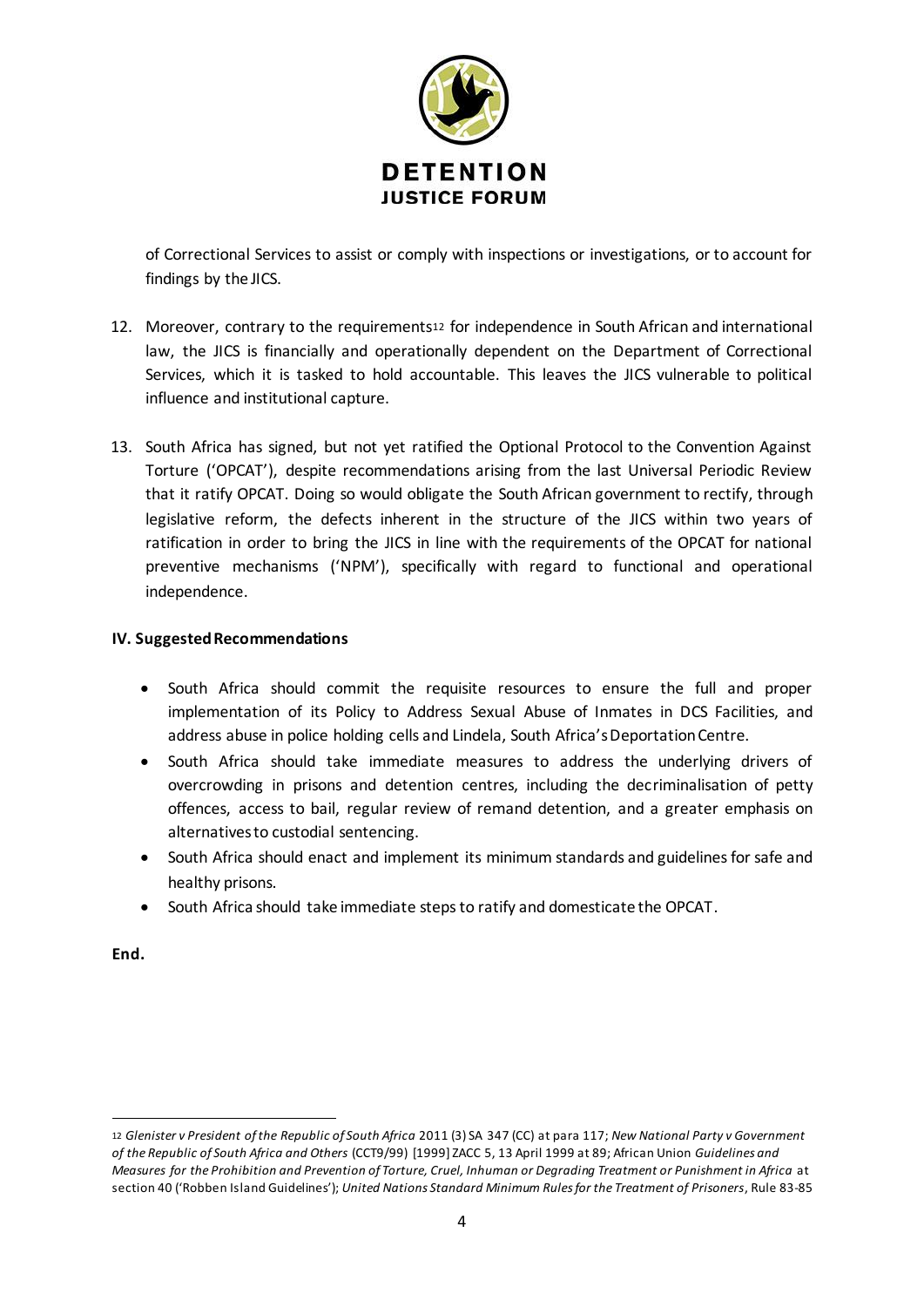of Correctional Services to assist or comply with inspections or investigations, or to account for findings by the JICS.

12. Moreover, contrary to the requirements[12] for independence in South African and international law, the JICS is financially and operationally dependent on the Department of Correctional Services, which it is tasked to hold accountable. This leaves the JICS vulnerable to political influence and institutional capture.

13. South Africa has signed, but not yet ratified the Optional Protocol to the Convention Against Torture ('OPCAT'), despite recommendations arising from the last Universal Periodic Review that it ratify OPCAT. Doing so would obligate the South African government to rectify, through legislative reform, the defects inherent in the structure of the JICS within two years of ratification in order to bring the JICS in line with the requirements of the OPCAT for national preventive mechanisms ('NPM'), specifically with regard to functional and operational independence.

### IV. Suggested Recommendations

- South Africa should commit the requisite resources to ensure the full and proper implementation of its Policy to Address Sexual Abuse of Inmates in DCS Facilities, and address abuse in police holding cells and Lindela, South Africa's Deportation Centre.
- South Africa should take immediate measures to address the underlying drivers of overcrowding in prisons and detention centres, including the decriminalisation of petty offences, access to bail, regular review of remand detention, and a greater emphasis on alternatives to custodial sentencing.
- South Africa should enact and implement its minimum standards and guidelines for safe and healthy prisons.
- South Africa should take immediate steps to ratify and domesticate the OPCAT.

**End.**

---

[12] *Glenister v President of the Republic of South Africa* 2011 (3) SA 347 (CC) at para 117; *New National Party v Government of the Republic of South Africa and Others* (CCT9/99) [1999] ZACC 5, 13 April 1999 at 89; African Union *Guidelines and Measures for the Prohibition and Prevention of Torture, Cruel, Inhuman or Degrading Treatment or Punishment in Africa* at section 40 ('Robben Island Guidelines'); *United Nations Standard Minimum Rules for the Treatment of Prisoners*, Rule 83-85